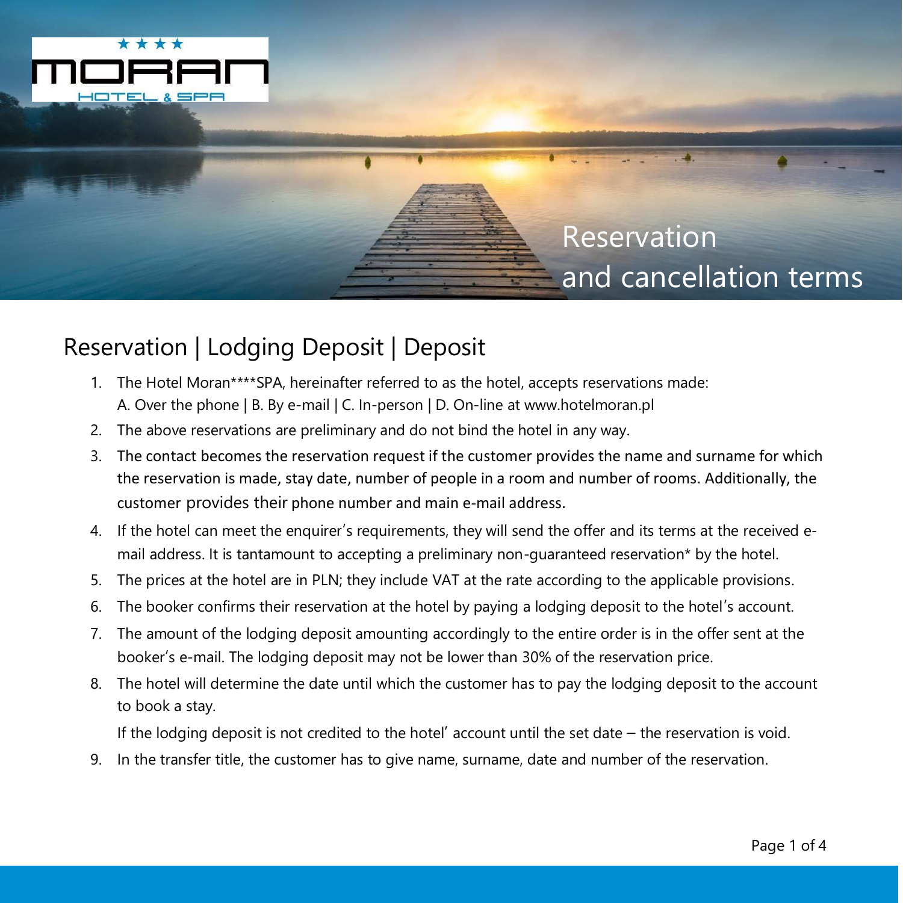# Reservation and cancellation terms

## Reservation | Lodging Deposit | Deposit

1. The Hotel Moran****SPA, hereinafter referred to as the hotel, accepts reservations made:
   A. Over the phone | B. By e-mail | C. In-person | D. On-line at www.hotelmoran.pl
2. The above reservations are preliminary and do not bind the hotel in any way.
3. The contact becomes the reservation request if the customer provides the name and surname for which the reservation is made, stay date, number of people in a room and number of rooms. Additionally, the customer provides their phone number and main e-mail address.
4. If the hotel can meet the enquirer's requirements, they will send the offer and its terms at the received e-mail address. It is tantamount to accepting a preliminary non-guaranteed reservation* by the hotel.
5. The prices at the hotel are in PLN; they include VAT at the rate according to the applicable provisions.
6. The booker confirms their reservation at the hotel by paying a lodging deposit to the hotel's account.
7. The amount of the lodging deposit amounting accordingly to the entire order is in the offer sent at the booker's e-mail. The lodging deposit may not be lower than 30% of the reservation price.
8. The hotel will determine the date until which the customer has to pay the lodging deposit to the account to book a stay.

   If the lodging deposit is not credited to the hotel' account until the set date – the reservation is void.
9. In the transfer title, the customer has to give name, surname, date and number of the reservation.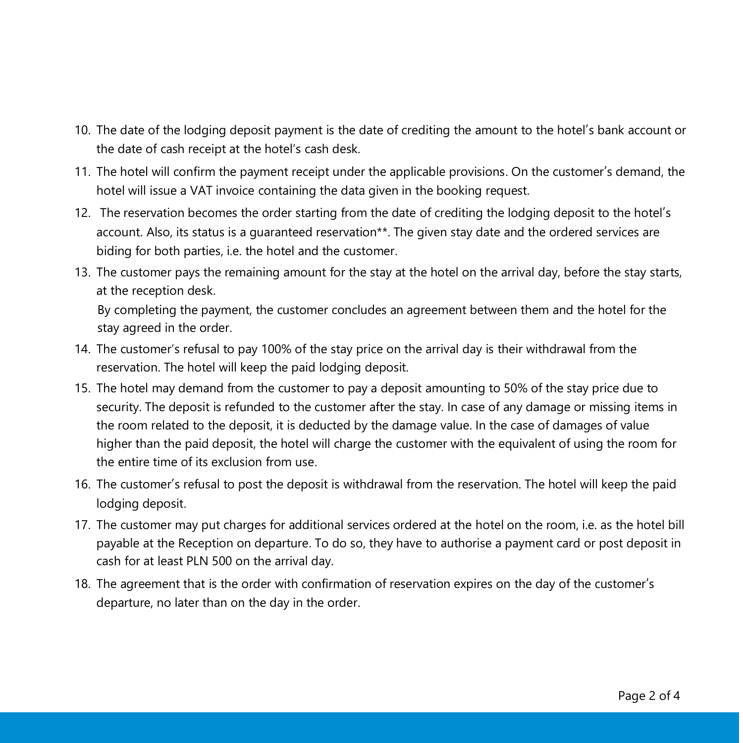10. The date of the lodging deposit payment is the date of crediting the amount to the hotel's bank account or the date of cash receipt at the hotel's cash desk.
11. The hotel will confirm the payment receipt under the applicable provisions. On the customer's demand, the hotel will issue a VAT invoice containing the data given in the booking request.
12. The reservation becomes the order starting from the date of crediting the lodging deposit to the hotel's account. Also, its status is a guaranteed reservation**. The given stay date and the ordered services are biding for both parties, i.e. the hotel and the customer.
13. The customer pays the remaining amount for the stay at the hotel on the arrival day, before the stay starts, at the reception desk.

    By completing the payment, the customer concludes an agreement between them and the hotel for the stay agreed in the order.
14. The customer's refusal to pay 100% of the stay price on the arrival day is their withdrawal from the reservation. The hotel will keep the paid lodging deposit.
15. The hotel may demand from the customer to pay a deposit amounting to 50% of the stay price due to security. The deposit is refunded to the customer after the stay. In case of any damage or missing items in the room related to the deposit, it is deducted by the damage value. In the case of damages of value higher than the paid deposit, the hotel will charge the customer with the equivalent of using the room for the entire time of its exclusion from use.
16. The customer's refusal to post the deposit is withdrawal from the reservation. The hotel will keep the paid lodging deposit.
17. The customer may put charges for additional services ordered at the hotel on the room, i.e. as the hotel bill payable at the Reception on departure. To do so, they have to authorise a payment card or post deposit in cash for at least PLN 500 on the arrival day.
18. The agreement that is the order with confirmation of reservation expires on the day of the customer's departure, no later than on the day in the order.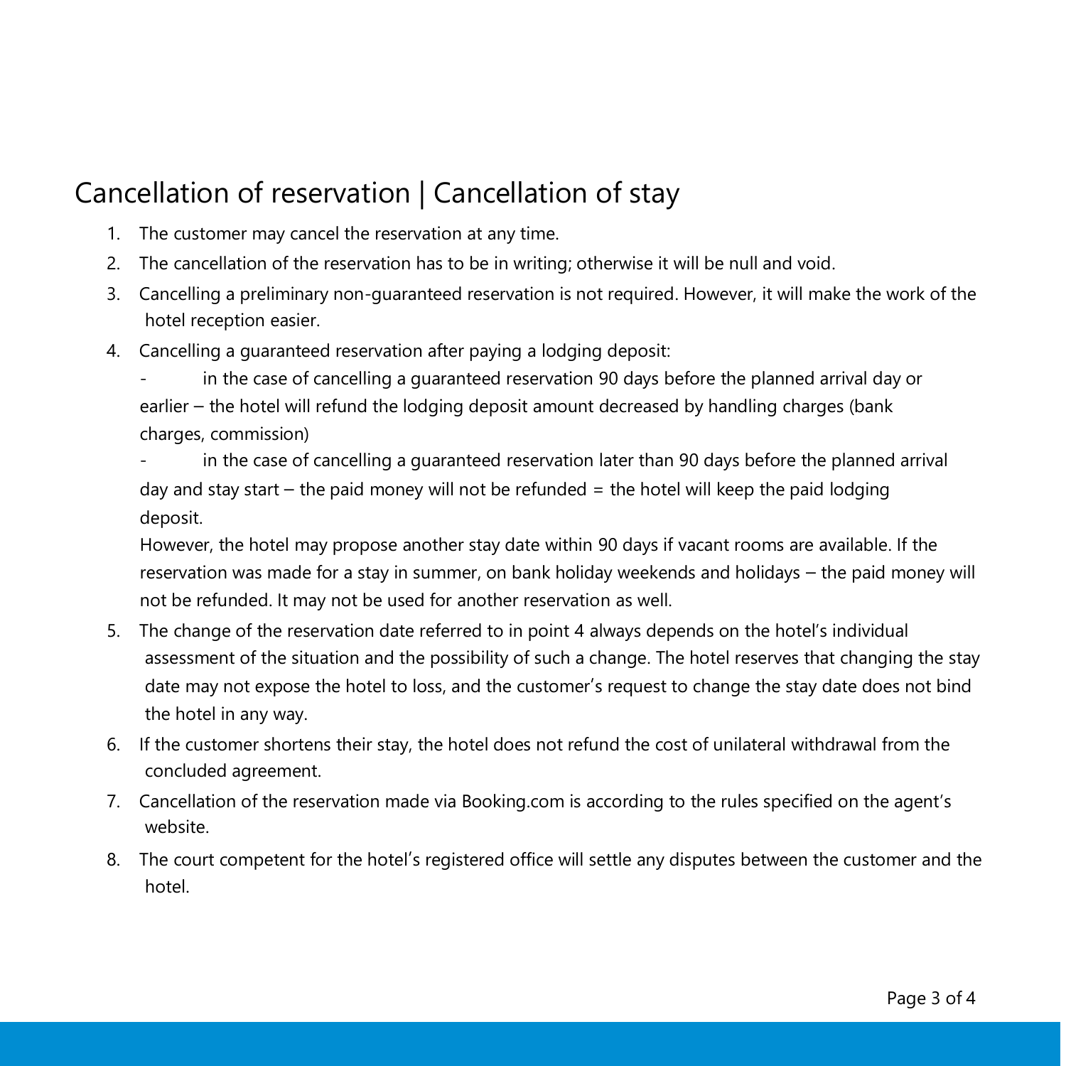## Cancellation of reservation | Cancellation of stay

1. The customer may cancel the reservation at any time.
2. The cancellation of the reservation has to be in writing; otherwise it will be null and void.
3. Cancelling a preliminary non-guaranteed reservation is not required. However, it will make the work of the hotel reception easier.
4. Cancelling a guaranteed reservation after paying a lodging deposit:
   - in the case of cancelling a guaranteed reservation 90 days before the planned arrival day or earlier – the hotel will refund the lodging deposit amount decreased by handling charges (bank charges, commission)
   - in the case of cancelling a guaranteed reservation later than 90 days before the planned arrival day and stay start – the paid money will not be refunded = the hotel will keep the paid lodging deposit.

   However, the hotel may propose another stay date within 90 days if vacant rooms are available. If the reservation was made for a stay in summer, on bank holiday weekends and holidays – the paid money will not be refunded. It may not be used for another reservation as well.
5. The change of the reservation date referred to in point 4 always depends on the hotel's individual assessment of the situation and the possibility of such a change. The hotel reserves that changing the stay date may not expose the hotel to loss, and the customer's request to change the stay date does not bind the hotel in any way.
6. If the customer shortens their stay, the hotel does not refund the cost of unilateral withdrawal from the concluded agreement.
7. Cancellation of the reservation made via Booking.com is according to the rules specified on the agent's website.
8. The court competent for the hotel's registered office will settle any disputes between the customer and the hotel.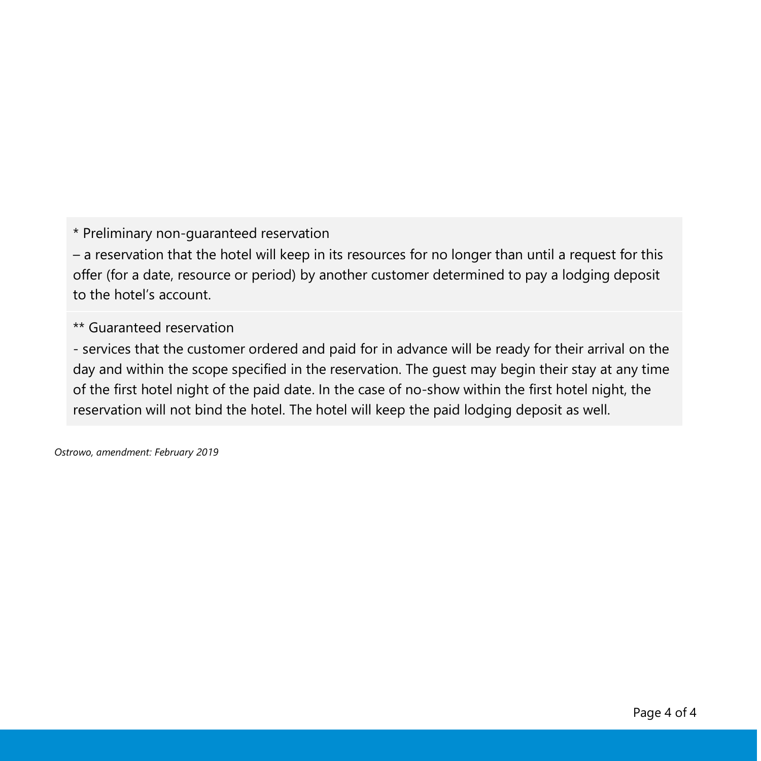\* Preliminary non-guaranteed reservation

– a reservation that the hotel will keep in its resources for no longer than until a request for this offer (for a date, resource or period) by another customer determined to pay a lodging deposit to the hotel's account.

\*\* Guaranteed reservation

\- services that the customer ordered and paid for in advance will be ready for their arrival on the day and within the scope specified in the reservation. The guest may begin their stay at any time of the first hotel night of the paid date. In the case of no-show within the first hotel night, the reservation will not bind the hotel. The hotel will keep the paid lodging deposit as well.

*Ostrowo, amendment: February 2019*